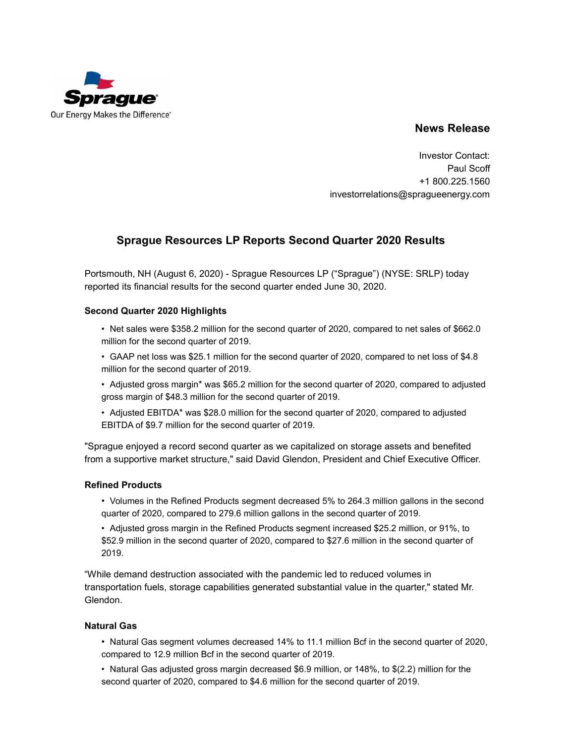Sprague
Our Energy Makes the Difference

**News Release**

Investor Contact:
Paul Scoff
+1 800.225.1560
investorrelations@spragueenergy.com

## Sprague Resources LP Reports Second Quarter 2020 Results

Portsmouth, NH (August 6, 2020) - Sprague Resources LP ("Sprague") (NYSE: SRLP) today reported its financial results for the second quarter ended June 30, 2020.

**Second Quarter 2020 Highlights**

- Net sales were $358.2 million for the second quarter of 2020, compared to net sales of $662.0 million for the second quarter of 2019.
- GAAP net loss was $25.1 million for the second quarter of 2020, compared to net loss of $4.8 million for the second quarter of 2019.
- Adjusted gross margin* was $65.2 million for the second quarter of 2020, compared to adjusted gross margin of $48.3 million for the second quarter of 2019.
- Adjusted EBITDA* was $28.0 million for the second quarter of 2020, compared to adjusted EBITDA of $9.7 million for the second quarter of 2019.

"Sprague enjoyed a record second quarter as we capitalized on storage assets and benefited from a supportive market structure," said David Glendon, President and Chief Executive Officer.

**Refined Products**

- Volumes in the Refined Products segment decreased 5% to 264.3 million gallons in the second quarter of 2020, compared to 279.6 million gallons in the second quarter of 2019.
- Adjusted gross margin in the Refined Products segment increased $25.2 million, or 91%, to $52.9 million in the second quarter of 2020, compared to $27.6 million in the second quarter of 2019.

"While demand destruction associated with the pandemic led to reduced volumes in transportation fuels, storage capabilities generated substantial value in the quarter," stated Mr. Glendon.

**Natural Gas**

- Natural Gas segment volumes decreased 14% to 11.1 million Bcf in the second quarter of 2020, compared to 12.9 million Bcf in the second quarter of 2019.
- Natural Gas adjusted gross margin decreased $6.9 million, or 148%, to $(2.2) million for the second quarter of 2020, compared to $4.6 million for the second quarter of 2019.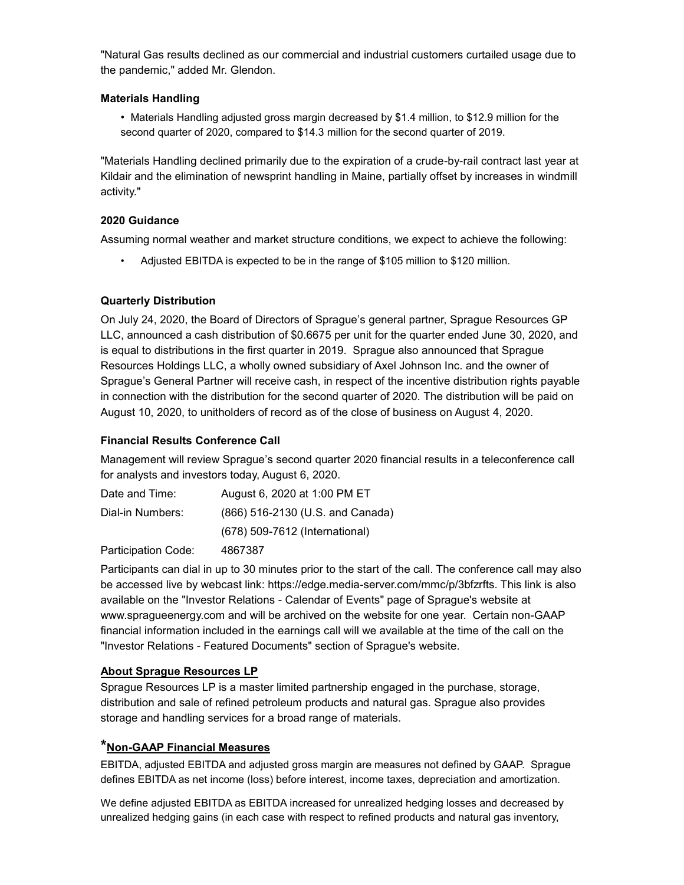"Natural Gas results declined as our commercial and industrial customers curtailed usage due to the pandemic," added Mr. Glendon.

### Materials Handling

- Materials Handling adjusted gross margin decreased by $1.4 million, to $12.9 million for the second quarter of 2020, compared to $14.3 million for the second quarter of 2019.

"Materials Handling declined primarily due to the expiration of a crude-by-rail contract last year at Kildair and the elimination of newsprint handling in Maine, partially offset by increases in windmill activity."

### 2020 Guidance

Assuming normal weather and market structure conditions, we expect to achieve the following:

- Adjusted EBITDA is expected to be in the range of $105 million to $120 million.

### Quarterly Distribution

On July 24, 2020, the Board of Directors of Sprague's general partner, Sprague Resources GP LLC, announced a cash distribution of $0.6675 per unit for the quarter ended June 30, 2020, and is equal to distributions in the first quarter in 2019. Sprague also announced that Sprague Resources Holdings LLC, a wholly owned subsidiary of Axel Johnson Inc. and the owner of Sprague's General Partner will receive cash, in respect of the incentive distribution rights payable in connection with the distribution for the second quarter of 2020. The distribution will be paid on August 10, 2020, to unitholders of record as of the close of business on August 4, 2020.

### Financial Results Conference Call

Management will review Sprague's second quarter 2020 financial results in a teleconference call for analysts and investors today, August 6, 2020.

| | |
|---|---|
| Date and Time: | August 6, 2020 at 1:00 PM ET |
| Dial-in Numbers: | (866) 516-2130 (U.S. and Canada) |
| | (678) 509-7612 (International) |
| Participation Code: | 4867387 |

Participants can dial in up to 30 minutes prior to the start of the call. The conference call may also be accessed live by webcast link: https://edge.media-server.com/mmc/p/3bfzrfts. This link is also available on the "Investor Relations - Calendar of Events" page of Sprague's website at www.spragueenergy.com and will be archived on the website for one year. Certain non-GAAP financial information included in the earnings call will we available at the time of the call on the "Investor Relations - Featured Documents" section of Sprague's website.

### About Sprague Resources LP

Sprague Resources LP is a master limited partnership engaged in the purchase, storage, distribution and sale of refined petroleum products and natural gas. Sprague also provides storage and handling services for a broad range of materials.

### *Non-GAAP Financial Measures

EBITDA, adjusted EBITDA and adjusted gross margin are measures not defined by GAAP. Sprague defines EBITDA as net income (loss) before interest, income taxes, depreciation and amortization.

We define adjusted EBITDA as EBITDA increased for unrealized hedging losses and decreased by unrealized hedging gains (in each case with respect to refined products and natural gas inventory,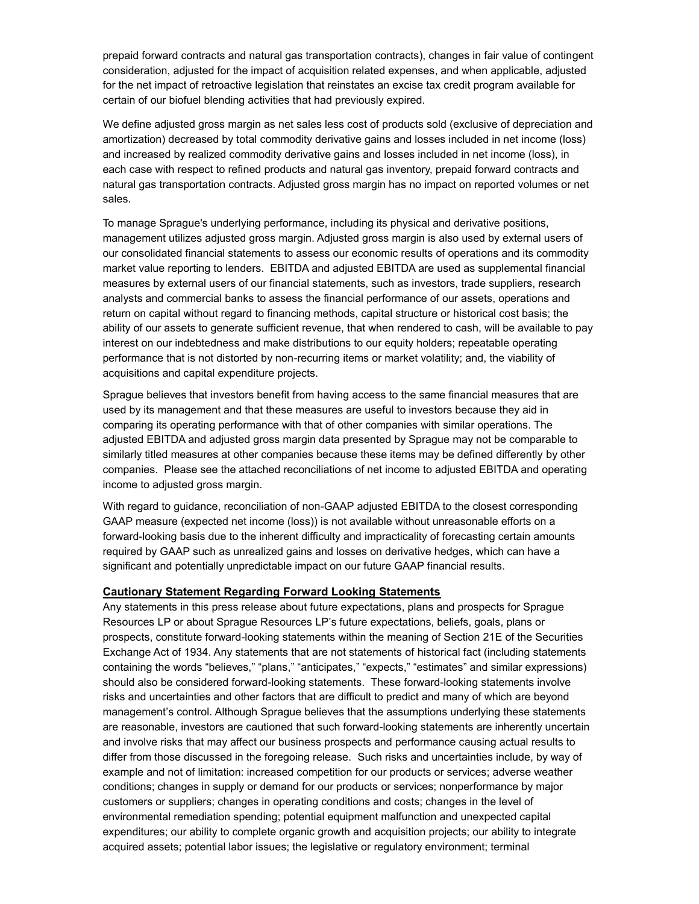prepaid forward contracts and natural gas transportation contracts), changes in fair value of contingent consideration, adjusted for the impact of acquisition related expenses, and when applicable, adjusted for the net impact of retroactive legislation that reinstates an excise tax credit program available for certain of our biofuel blending activities that had previously expired.

We define adjusted gross margin as net sales less cost of products sold (exclusive of depreciation and amortization) decreased by total commodity derivative gains and losses included in net income (loss) and increased by realized commodity derivative gains and losses included in net income (loss), in each case with respect to refined products and natural gas inventory, prepaid forward contracts and natural gas transportation contracts. Adjusted gross margin has no impact on reported volumes or net sales.

To manage Sprague's underlying performance, including its physical and derivative positions, management utilizes adjusted gross margin. Adjusted gross margin is also used by external users of our consolidated financial statements to assess our economic results of operations and its commodity market value reporting to lenders. EBITDA and adjusted EBITDA are used as supplemental financial measures by external users of our financial statements, such as investors, trade suppliers, research analysts and commercial banks to assess the financial performance of our assets, operations and return on capital without regard to financing methods, capital structure or historical cost basis; the ability of our assets to generate sufficient revenue, that when rendered to cash, will be available to pay interest on our indebtedness and make distributions to our equity holders; repeatable operating performance that is not distorted by non-recurring items or market volatility; and, the viability of acquisitions and capital expenditure projects.

Sprague believes that investors benefit from having access to the same financial measures that are used by its management and that these measures are useful to investors because they aid in comparing its operating performance with that of other companies with similar operations. The adjusted EBITDA and adjusted gross margin data presented by Sprague may not be comparable to similarly titled measures at other companies because these items may be defined differently by other companies. Please see the attached reconciliations of net income to adjusted EBITDA and operating income to adjusted gross margin.

With regard to guidance, reconciliation of non-GAAP adjusted EBITDA to the closest corresponding GAAP measure (expected net income (loss)) is not available without unreasonable efforts on a forward-looking basis due to the inherent difficulty and impracticality of forecasting certain amounts required by GAAP such as unrealized gains and losses on derivative hedges, which can have a significant and potentially unpredictable impact on our future GAAP financial results.

**Cautionary Statement Regarding Forward Looking Statements**

Any statements in this press release about future expectations, plans and prospects for Sprague Resources LP or about Sprague Resources LP's future expectations, beliefs, goals, plans or prospects, constitute forward-looking statements within the meaning of Section 21E of the Securities Exchange Act of 1934. Any statements that are not statements of historical fact (including statements containing the words "believes," "plans," "anticipates," "expects," "estimates" and similar expressions) should also be considered forward-looking statements. These forward-looking statements involve risks and uncertainties and other factors that are difficult to predict and many of which are beyond management's control. Although Sprague believes that the assumptions underlying these statements are reasonable, investors are cautioned that such forward-looking statements are inherently uncertain and involve risks that may affect our business prospects and performance causing actual results to differ from those discussed in the foregoing release. Such risks and uncertainties include, by way of example and not of limitation: increased competition for our products or services; adverse weather conditions; changes in supply or demand for our products or services; nonperformance by major customers or suppliers; changes in operating conditions and costs; changes in the level of environmental remediation spending; potential equipment malfunction and unexpected capital expenditures; our ability to complete organic growth and acquisition projects; our ability to integrate acquired assets; potential labor issues; the legislative or regulatory environment; terminal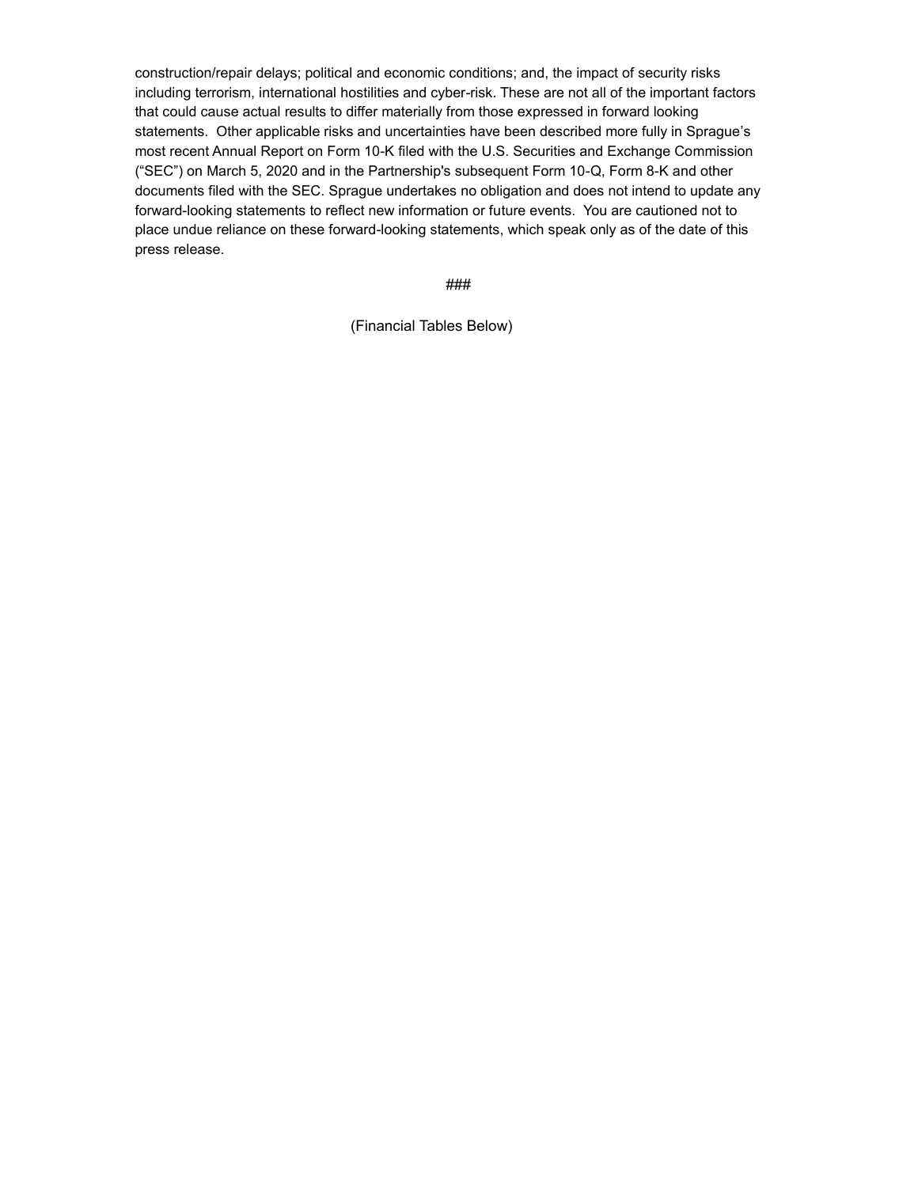construction/repair delays; political and economic conditions; and, the impact of security risks including terrorism, international hostilities and cyber-risk. These are not all of the important factors that could cause actual results to differ materially from those expressed in forward looking statements. Other applicable risks and uncertainties have been described more fully in Sprague's most recent Annual Report on Form 10-K filed with the U.S. Securities and Exchange Commission ("SEC") on March 5, 2020 and in the Partnership's subsequent Form 10-Q, Form 8-K and other documents filed with the SEC. Sprague undertakes no obligation and does not intend to update any forward-looking statements to reflect new information or future events. You are cautioned not to place undue reliance on these forward-looking statements, which speak only as of the date of this press release.

###

(Financial Tables Below)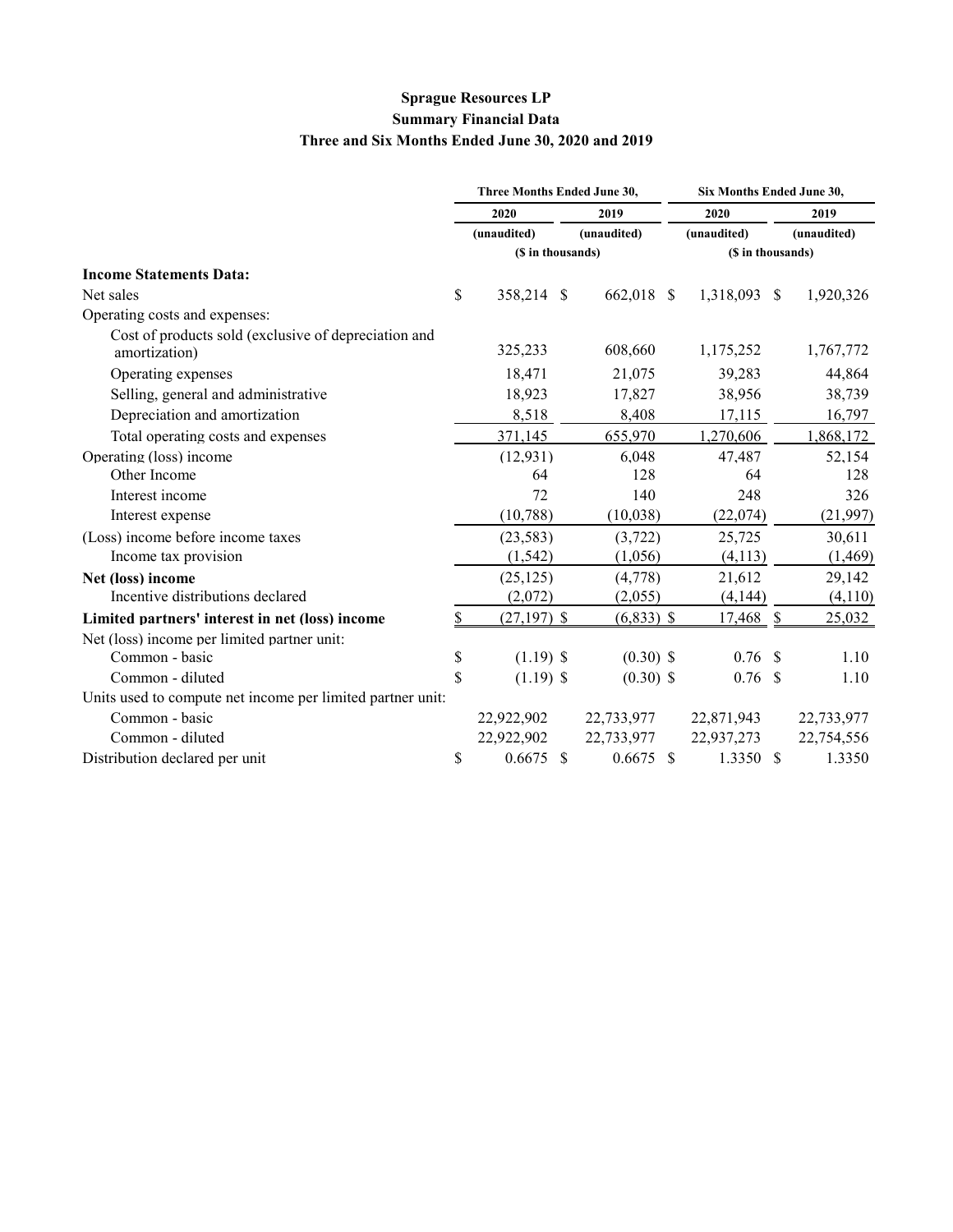**Sprague Resources LP**
**Summary Financial Data**
**Three and Six Months Ended June 30, 2020 and 2019**

| | Three Months Ended June 30, | | Six Months Ended June 30, | |
|---|---|---|---|---|
| | 2020 | 2019 | 2020 | 2019 |
| | (unaudited) | (unaudited) | (unaudited) | (unaudited) |
| | ($ in thousands) | | ($ in thousands) | |
| **Income Statements Data:** | | | | |
| Net sales | $ 358,214 | $ 662,018 | $ 1,318,093 | $ 1,920,326 |
| Operating costs and expenses: | | | | |
| Cost of products sold (exclusive of depreciation and amortization) | 325,233 | 608,660 | 1,175,252 | 1,767,772 |
| Operating expenses | 18,471 | 21,075 | 39,283 | 44,864 |
| Selling, general and administrative | 18,923 | 17,827 | 38,956 | 38,739 |
| Depreciation and amortization | 8,518 | 8,408 | 17,115 | 16,797 |
| Total operating costs and expenses | 371,145 | 655,970 | 1,270,606 | 1,868,172 |
| Operating (loss) income | (12,931) | 6,048 | 47,487 | 52,154 |
| Other Income | 64 | 128 | 64 | 128 |
| Interest income | 72 | 140 | 248 | 326 |
| Interest expense | (10,788) | (10,038) | (22,074) | (21,997) |
| (Loss) income before income taxes | (23,583) | (3,722) | 25,725 | 30,611 |
| Income tax provision | (1,542) | (1,056) | (4,113) | (1,469) |
| **Net (loss) income** | (25,125) | (4,778) | 21,612 | 29,142 |
| Incentive distributions declared | (2,072) | (2,055) | (4,144) | (4,110) |
| **Limited partners' interest in net (loss) income** | $ (27,197) | $ (6,833) | $ 17,468 | $ 25,032 |
| Net (loss) income per limited partner unit: | | | | |
| Common - basic | $ (1.19) | $ (0.30) | $ 0.76 | $ 1.10 |
| Common - diluted | $ (1.19) | $ (0.30) | $ 0.76 | $ 1.10 |
| Units used to compute net income per limited partner unit: | | | | |
| Common - basic | 22,922,902 | 22,733,977 | 22,871,943 | 22,733,977 |
| Common - diluted | 22,922,902 | 22,733,977 | 22,937,273 | 22,754,556 |
| Distribution declared per unit | $ 0.6675 | $ 0.6675 | $ 1.3350 | $ 1.3350 |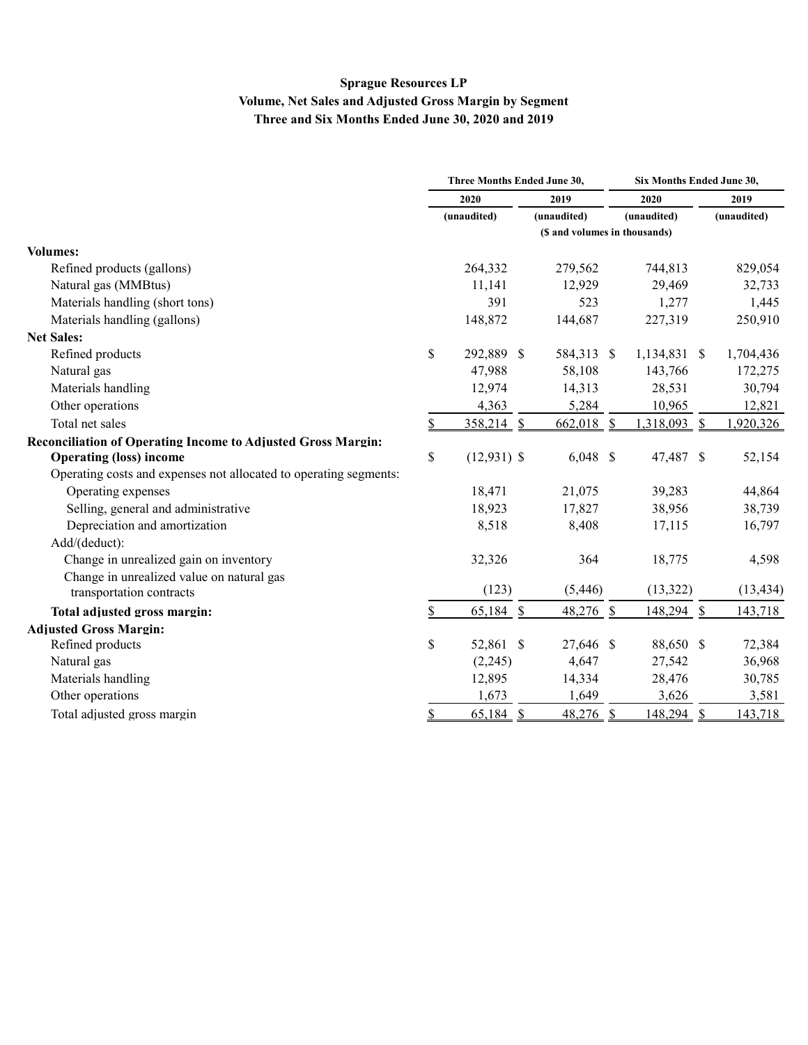# Sprague Resources LP

## Volume, Net Sales and Adjusted Gross Margin by Segment

### Three and Six Months Ended June 30, 2020 and 2019

| | Three Months Ended June 30, | | Six Months Ended June 30, | |
|---|---|---|---|---|
| | 2020 | 2019 | 2020 | 2019 |
| | (unaudited) | (unaudited) | (unaudited) | (unaudited) |
| | ($ and volumes in thousands) | | | |
| **Volumes:** | | | | |
| Refined products (gallons) | 264,332 | 279,562 | 744,813 | 829,054 |
| Natural gas (MMBtus) | 11,141 | 12,929 | 29,469 | 32,733 |
| Materials handling (short tons) | 391 | 523 | 1,277 | 1,445 |
| Materials handling (gallons) | 148,872 | 144,687 | 227,319 | 250,910 |
| **Net Sales:** | | | | |
| Refined products | $ 292,889 | $ 584,313 | $ 1,134,831 | $ 1,704,436 |
| Natural gas | 47,988 | 58,108 | 143,766 | 172,275 |
| Materials handling | 12,974 | 14,313 | 28,531 | 30,794 |
| Other operations | 4,363 | 5,284 | 10,965 | 12,821 |
| Total net sales | $ 358,214 | $ 662,018 | $ 1,318,093 | $ 1,920,326 |
| **Reconciliation of Operating Income to Adjusted Gross Margin:** | | | | |
| **Operating (loss) income** | $ (12,931) | $ 6,048 | $ 47,487 | $ 52,154 |
| Operating costs and expenses not allocated to operating segments: | | | | |
| Operating expenses | 18,471 | 21,075 | 39,283 | 44,864 |
| Selling, general and administrative | 18,923 | 17,827 | 38,956 | 38,739 |
| Depreciation and amortization | 8,518 | 8,408 | 17,115 | 16,797 |
| Add/(deduct): | | | | |
| Change in unrealized gain on inventory | 32,326 | 364 | 18,775 | 4,598 |
| Change in unrealized value on natural gas transportation contracts | (123) | (5,446) | (13,322) | (13,434) |
| **Total adjusted gross margin:** | $ 65,184 | $ 48,276 | $ 148,294 | $ 143,718 |
| **Adjusted Gross Margin:** | | | | |
| Refined products | $ 52,861 | $ 27,646 | $ 88,650 | $ 72,384 |
| Natural gas | (2,245) | 4,647 | 27,542 | 36,968 |
| Materials handling | 12,895 | 14,334 | 28,476 | 30,785 |
| Other operations | 1,673 | 1,649 | 3,626 | 3,581 |
| Total adjusted gross margin | $ 65,184 | $ 48,276 | $ 148,294 | $ 143,718 |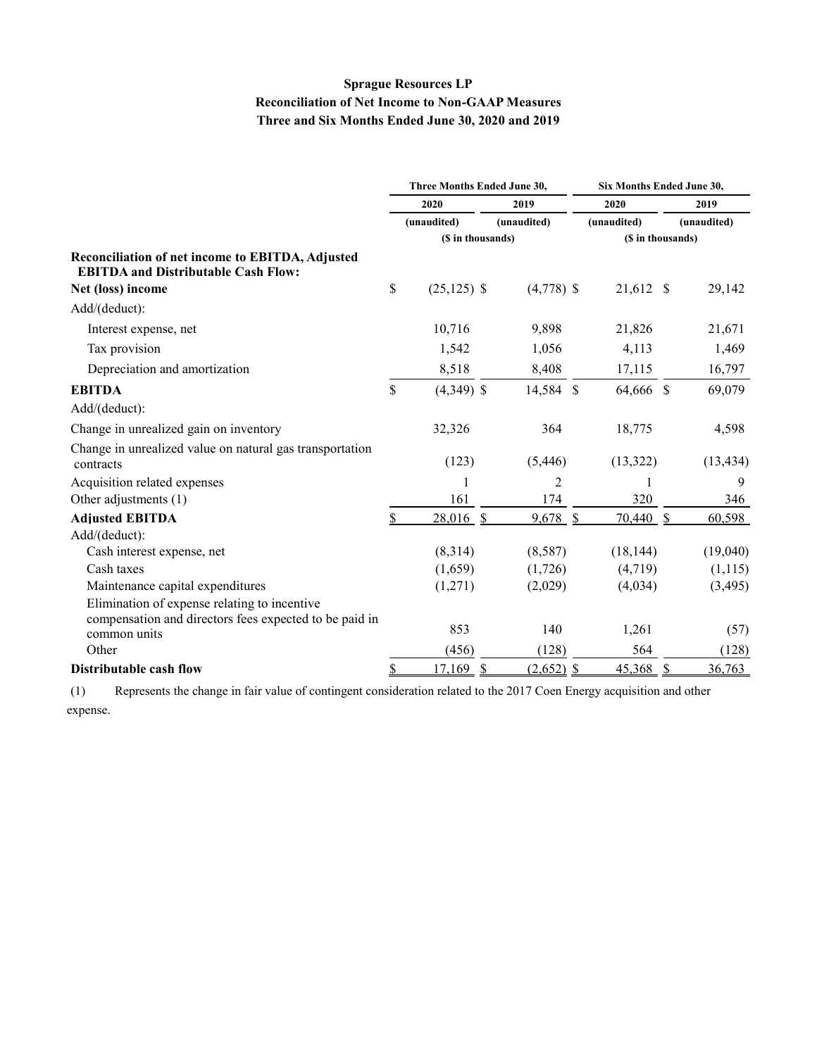**Sprague Resources LP**
**Reconciliation of Net Income to Non-GAAP Measures**
**Three and Six Months Ended June 30, 2020 and 2019**

| | Three Months Ended June 30, | | Six Months Ended June 30, | |
|---|---|---|---|---|
| | 2020 | 2019 | 2020 | 2019 |
| | (unaudited) | (unaudited) | (unaudited) | (unaudited) |
| | ($ in thousands) | | ($ in thousands) | |
| **Reconciliation of net income to EBITDA, Adjusted EBITDA and Distributable Cash Flow:** | | | | |
| **Net (loss) income** | $ (25,125) | $ (4,778) | $ 21,612 | $ 29,142 |
| Add/(deduct): | | | | |
| Interest expense, net | 10,716 | 9,898 | 21,826 | 21,671 |
| Tax provision | 1,542 | 1,056 | 4,113 | 1,469 |
| Depreciation and amortization | 8,518 | 8,408 | 17,115 | 16,797 |
| **EBITDA** | $ (4,349) | $ 14,584 | $ 64,666 | $ 69,079 |
| Add/(deduct): | | | | |
| Change in unrealized gain on inventory | 32,326 | 364 | 18,775 | 4,598 |
| Change in unrealized value on natural gas transportation contracts | (123) | (5,446) | (13,322) | (13,434) |
| Acquisition related expenses | 1 | 2 | 1 | 9 |
| Other adjustments (1) | 161 | 174 | 320 | 346 |
| **Adjusted EBITDA** | $ 28,016 | $ 9,678 | $ 70,440 | $ 60,598 |
| Add/(deduct): | | | | |
| Cash interest expense, net | (8,314) | (8,587) | (18,144) | (19,040) |
| Cash taxes | (1,659) | (1,726) | (4,719) | (1,115) |
| Maintenance capital expenditures | (1,271) | (2,029) | (4,034) | (3,495) |
| Elimination of expense relating to incentive compensation and directors fees expected to be paid in common units | 853 | 140 | 1,261 | (57) |
| Other | (456) | (128) | 564 | (128) |
| **Distributable cash flow** | $ 17,169 | $ (2,652) | $ 45,368 | $ 36,763 |

(1) Represents the change in fair value of contingent consideration related to the 2017 Coen Energy acquisition and other expense.